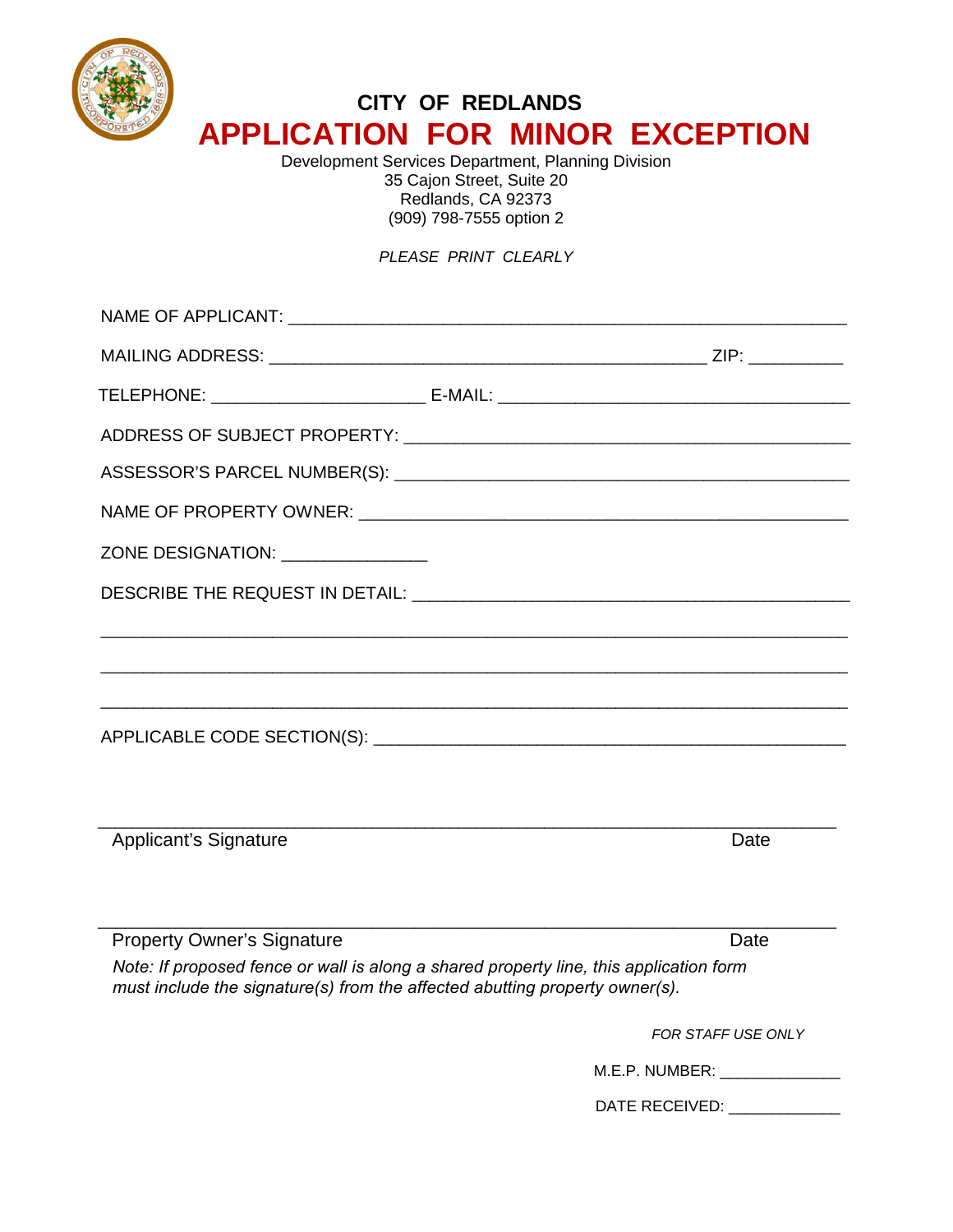**CITY OF REDLANDS**

# APPLICATION FOR MINOR EXCEPTION

Development Services Department, Planning Division
35 Cajon Street, Suite 20
Redlands, CA 92373
(909) 798-7555 option 2

*PLEASE PRINT CLEARLY*

NAME OF APPLICANT: ___________________________________________________________

MAILING ADDRESS: ________________________________________________ ZIP: __________

TELEPHONE: _______________________ E-MAIL: ______________________________________

ADDRESS OF SUBJECT PROPERTY: __________________________________________________

ASSESSOR'S PARCEL NUMBER(S): __________________________________________________

NAME OF PROPERTY OWNER: ______________________________________________________

ZONE DESIGNATION: ________________

DESCRIBE THE REQUEST IN DETAIL: ______________________________________________

___________________________________________________________________________

___________________________________________________________________________

___________________________________________________________________________

APPLICABLE CODE SECTION(S): ____________________________________________________

___________________________________________________________________________
Applicant's Signature                                                                                    Date

___________________________________________________________________________
Property Owner's Signature                                                                           Date

*Note: If proposed fence or wall is along a shared property line, this application form must include the signature(s) from the affected abutting property owner(s).*

*FOR STAFF USE ONLY*

M.E.P. NUMBER: ______________

DATE RECEIVED: _____________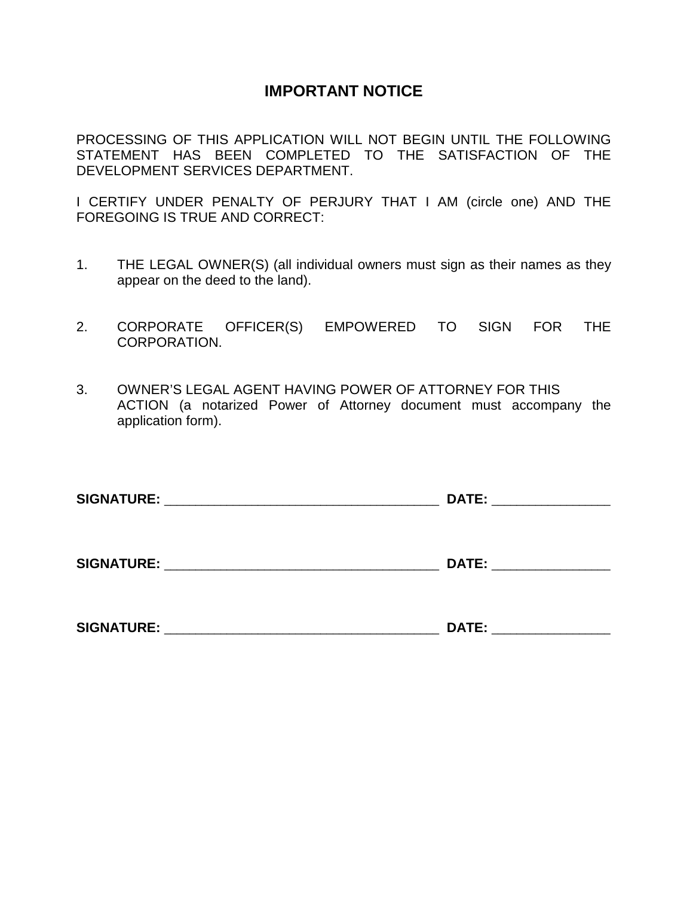# IMPORTANT NOTICE

PROCESSING OF THIS APPLICATION WILL NOT BEGIN UNTIL THE FOLLOWING STATEMENT HAS BEEN COMPLETED TO THE SATISFACTION OF THE DEVELOPMENT SERVICES DEPARTMENT.

I CERTIFY UNDER PENALTY OF PERJURY THAT I AM (circle one) AND THE FOREGOING IS TRUE AND CORRECT:

1. THE LEGAL OWNER(S) (all individual owners must sign as their names as they appear on the deed to the land).

2. CORPORATE OFFICER(S) EMPOWERED TO SIGN FOR THE CORPORATION.

3. OWNER'S LEGAL AGENT HAVING POWER OF ATTORNEY FOR THIS ACTION (a notarized Power of Attorney document must accompany the application form).

**SIGNATURE:** ____________________________________ **DATE:** _______________

**SIGNATURE:** ____________________________________ **DATE:** _______________

**SIGNATURE:** ____________________________________ **DATE:** _______________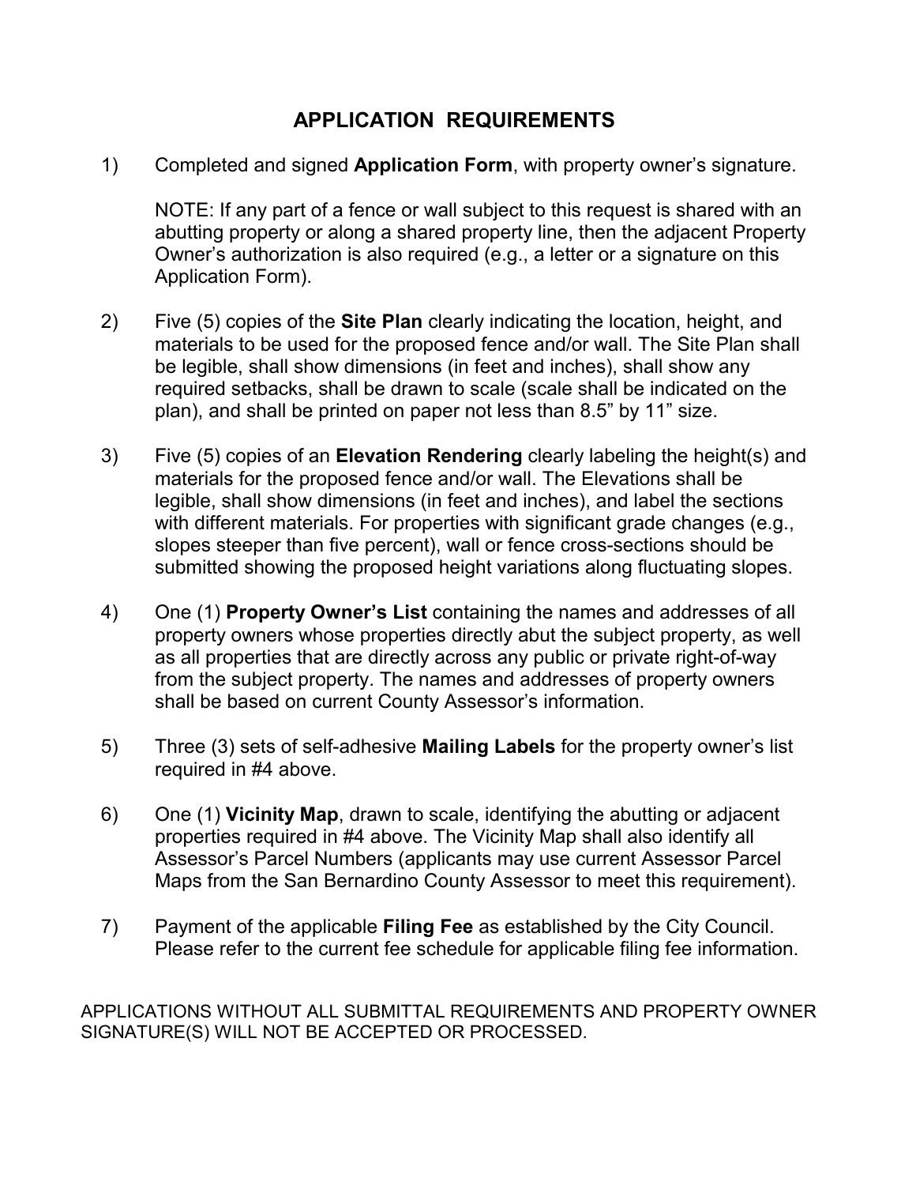## APPLICATION REQUIREMENTS

1) Completed and signed **Application Form**, with property owner's signature.

   NOTE: If any part of a fence or wall subject to this request is shared with an abutting property or along a shared property line, then the adjacent Property Owner's authorization is also required (e.g., a letter or a signature on this Application Form).

2) Five (5) copies of the **Site Plan** clearly indicating the location, height, and materials to be used for the proposed fence and/or wall. The Site Plan shall be legible, shall show dimensions (in feet and inches), shall show any required setbacks, shall be drawn to scale (scale shall be indicated on the plan), and shall be printed on paper not less than 8.5" by 11" size.

3) Five (5) copies of an **Elevation Rendering** clearly labeling the height(s) and materials for the proposed fence and/or wall. The Elevations shall be legible, shall show dimensions (in feet and inches), and label the sections with different materials. For properties with significant grade changes (e.g., slopes steeper than five percent), wall or fence cross-sections should be submitted showing the proposed height variations along fluctuating slopes.

4) One (1) **Property Owner's List** containing the names and addresses of all property owners whose properties directly abut the subject property, as well as all properties that are directly across any public or private right-of-way from the subject property. The names and addresses of property owners shall be based on current County Assessor's information.

5) Three (3) sets of self-adhesive **Mailing Labels** for the property owner's list required in #4 above.

6) One (1) **Vicinity Map**, drawn to scale, identifying the abutting or adjacent properties required in #4 above. The Vicinity Map shall also identify all Assessor's Parcel Numbers (applicants may use current Assessor Parcel Maps from the San Bernardino County Assessor to meet this requirement).

7) Payment of the applicable **Filing Fee** as established by the City Council. Please refer to the current fee schedule for applicable filing fee information.

APPLICATIONS WITHOUT ALL SUBMITTAL REQUIREMENTS AND PROPERTY OWNER SIGNATURE(S) WILL NOT BE ACCEPTED OR PROCESSED.